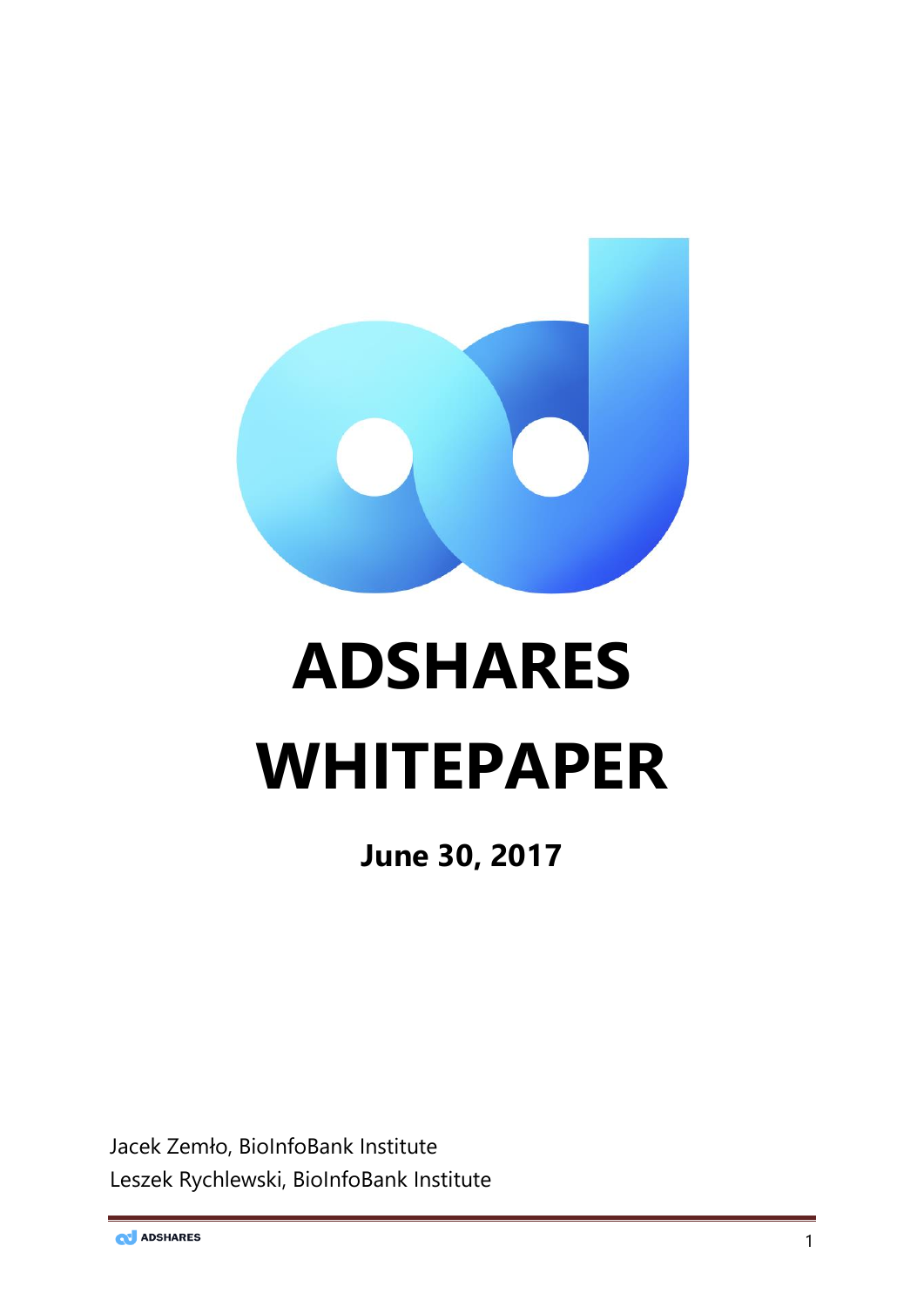# ADSHARES WHITEPAPER

**June 30, 2017**

Jacek Zemło, BioInfoBank Institute

Leszek Rychlewski, BioInfoBank Institute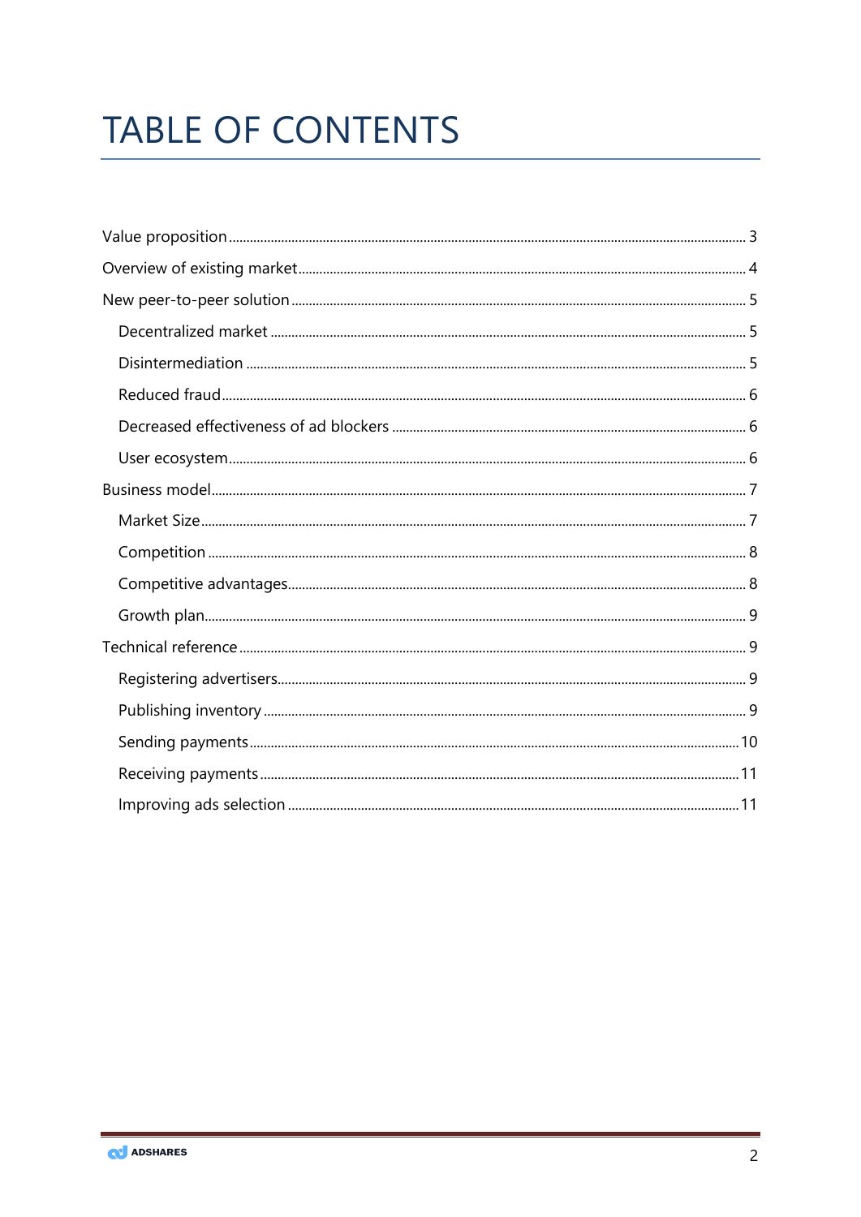# TABLE OF CONTENTS

- Value proposition ..... 3
- Overview of existing market ..... 4
- New peer-to-peer solution ..... 5
  - Decentralized market ..... 5
  - Disintermediation ..... 5
  - Reduced fraud ..... 6
  - Decreased effectiveness of ad blockers ..... 6
  - User ecosystem ..... 6
- Business model ..... 7
  - Market Size ..... 7
  - Competition ..... 8
  - Competitive advantages ..... 8
  - Growth plan ..... 9
- Technical reference ..... 9
  - Registering advertisers ..... 9
  - Publishing inventory ..... 9
  - Sending payments ..... 10
  - Receiving payments ..... 11
  - Improving ads selection ..... 11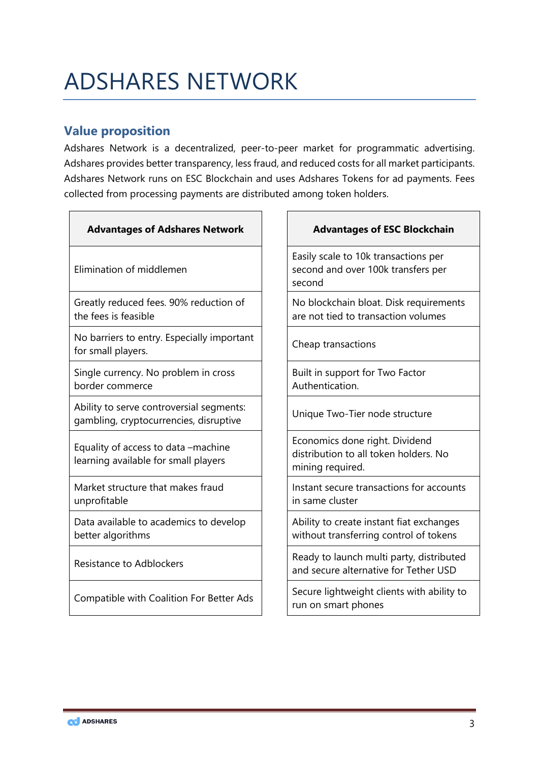# ADSHARES NETWORK

## Value proposition

Adshares Network is a decentralized, peer-to-peer market for programmatic advertising. Adshares provides better transparency, less fraud, and reduced costs for all market participants. Adshares Network runs on ESC Blockchain and uses Adshares Tokens for ad payments. Fees collected from processing payments are distributed among token holders.

| Advantages of Adshares Network |
|---|
| Elimination of middlemen |
| Greatly reduced fees. 90% reduction of the fees is feasible |
| No barriers to entry. Especially important for small players. |
| Single currency. No problem in cross border commerce |
| Ability to serve controversial segments: gambling, cryptocurrencies, disruptive |
| Equality of access to data –machine learning available for small players |
| Market structure that makes fraud unprofitable |
| Data available to academics to develop better algorithms |
| Resistance to Adblockers |
| Compatible with Coalition For Better Ads |

| Advantages of ESC Blockchain |
|---|
| Easily scale to 10k transactions per second and over 100k transfers per second |
| No blockchain bloat. Disk requirements are not tied to transaction volumes |
| Cheap transactions |
| Built in support for Two Factor Authentication. |
| Unique Two-Tier node structure |
| Economics done right. Dividend distribution to all token holders. No mining required. |
| Instant secure transactions for accounts in same cluster |
| Ability to create instant fiat exchanges without transferring control of tokens |
| Ready to launch multi party, distributed and secure alternative for Tether USD |
| Secure lightweight clients with ability to run on smart phones |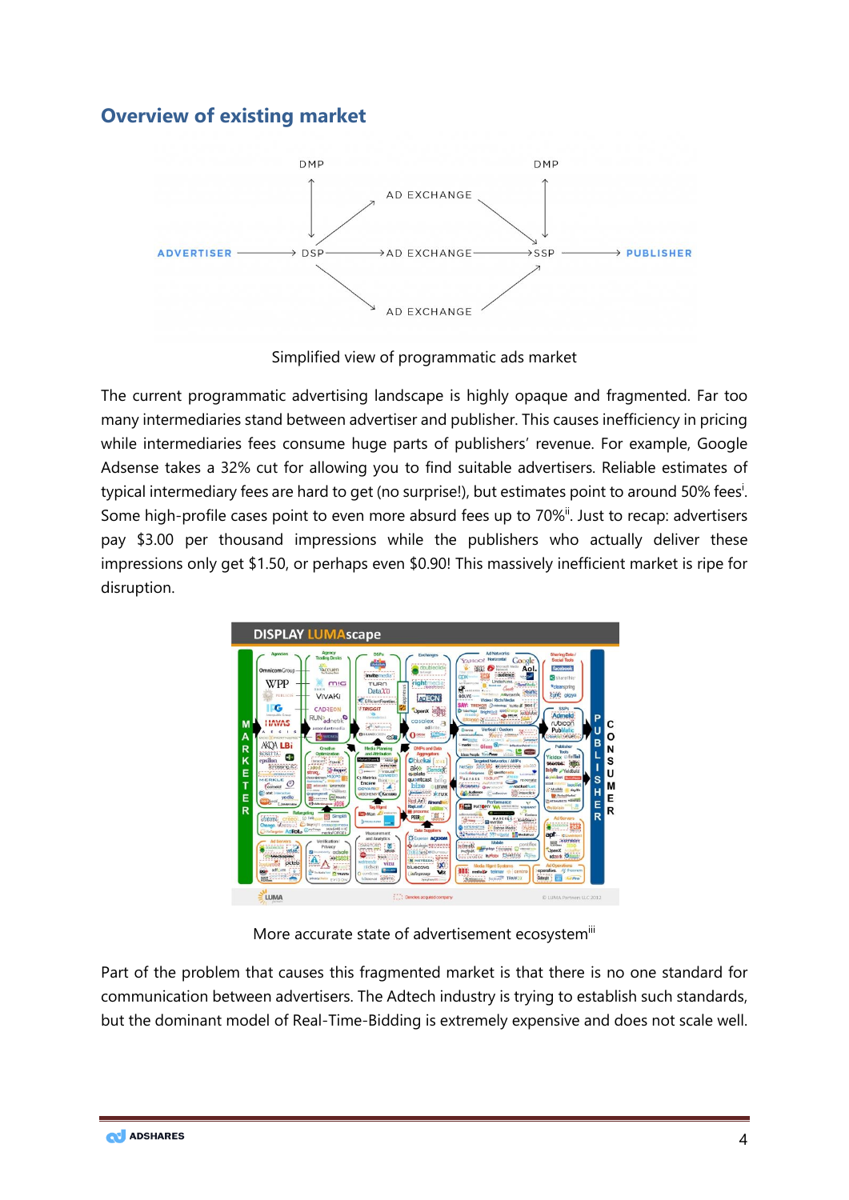## Overview of existing market

Simplified view of programmatic ads market

The current programmatic advertising landscape is highly opaque and fragmented. Far too many intermediaries stand between advertiser and publisher. This causes inefficiency in pricing while intermediaries fees consume huge parts of publishers' revenue. For example, Google Adsense takes a 32% cut for allowing you to find suitable advertisers. Reliable estimates of typical intermediary fees are hard to get (no surprise!), but estimates point to around 50% fees[i]. Some high-profile cases point to even more absurd fees up to 70%[ii]. Just to recap: advertisers pay \$3.00 per thousand impressions while the publishers who actually deliver these impressions only get \$1.50, or perhaps even \$0.90! This massively inefficient market is ripe for disruption.

More accurate state of advertisement ecosystem[iii]

Part of the problem that causes this fragmented market is that there is no one standard for communication between advertisers. The Adtech industry is trying to establish such standards, but the dominant model of Real-Time-Bidding is extremely expensive and does not scale well.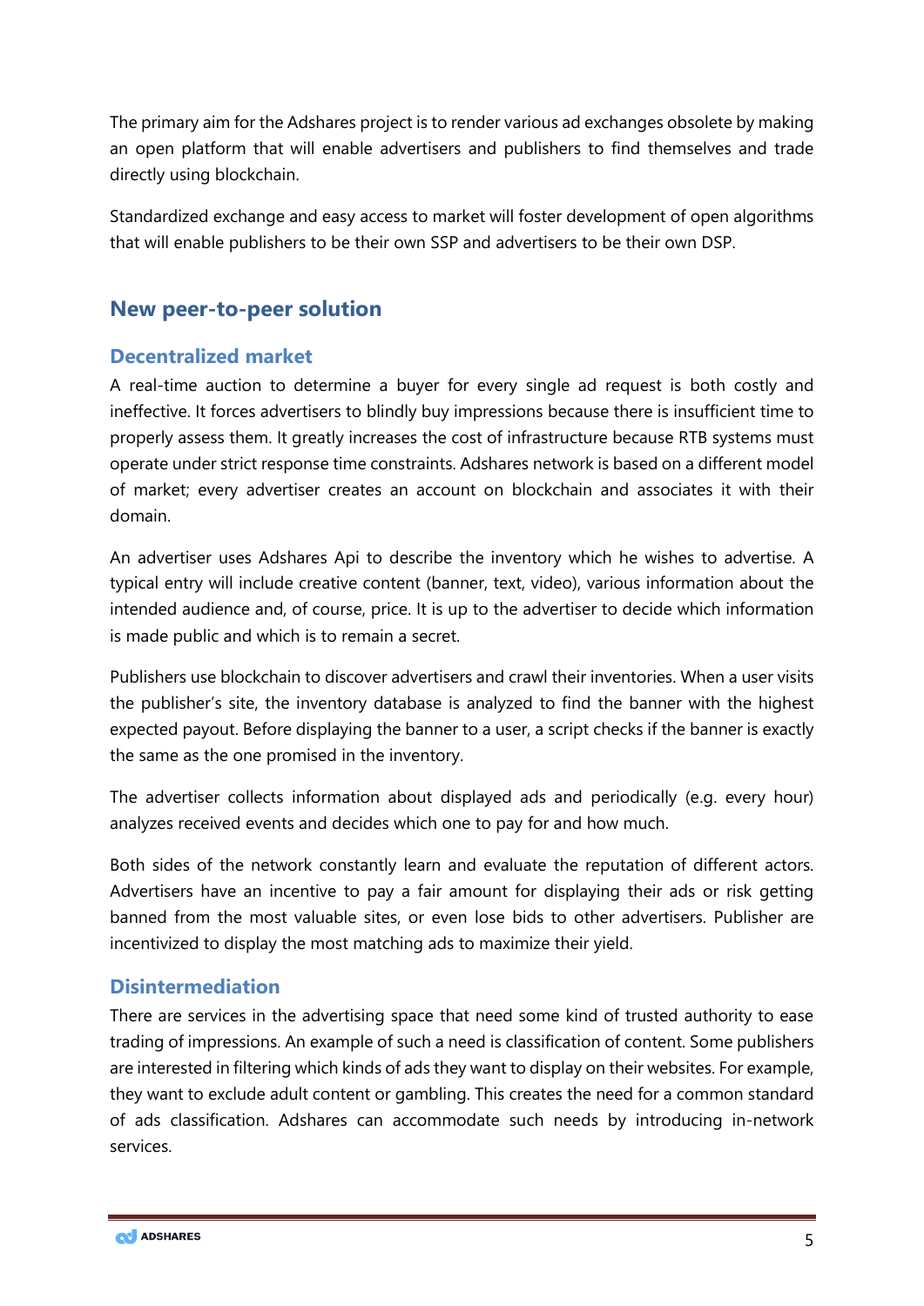The primary aim for the Adshares project is to render various ad exchanges obsolete by making an open platform that will enable advertisers and publishers to find themselves and trade directly using blockchain.

Standardized exchange and easy access to market will foster development of open algorithms that will enable publishers to be their own SSP and advertisers to be their own DSP.

## New peer-to-peer solution

### Decentralized market

A real-time auction to determine a buyer for every single ad request is both costly and ineffective. It forces advertisers to blindly buy impressions because there is insufficient time to properly assess them. It greatly increases the cost of infrastructure because RTB systems must operate under strict response time constraints. Adshares network is based on a different model of market; every advertiser creates an account on blockchain and associates it with their domain.

An advertiser uses Adshares Api to describe the inventory which he wishes to advertise. A typical entry will include creative content (banner, text, video), various information about the intended audience and, of course, price. It is up to the advertiser to decide which information is made public and which is to remain a secret.

Publishers use blockchain to discover advertisers and crawl their inventories. When a user visits the publisher's site, the inventory database is analyzed to find the banner with the highest expected payout. Before displaying the banner to a user, a script checks if the banner is exactly the same as the one promised in the inventory.

The advertiser collects information about displayed ads and periodically (e.g. every hour) analyzes received events and decides which one to pay for and how much.

Both sides of the network constantly learn and evaluate the reputation of different actors. Advertisers have an incentive to pay a fair amount for displaying their ads or risk getting banned from the most valuable sites, or even lose bids to other advertisers. Publisher are incentivized to display the most matching ads to maximize their yield.

### Disintermediation

There are services in the advertising space that need some kind of trusted authority to ease trading of impressions. An example of such a need is classification of content. Some publishers are interested in filtering which kinds of ads they want to display on their websites. For example, they want to exclude adult content or gambling. This creates the need for a common standard of ads classification. Adshares can accommodate such needs by introducing in-network services.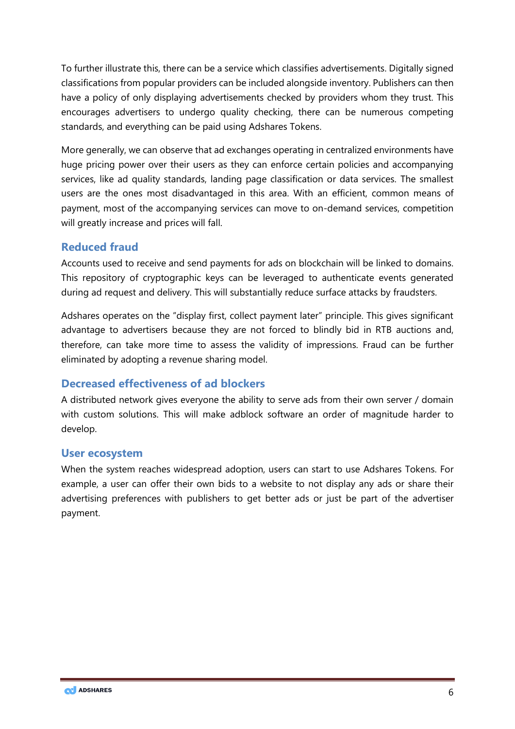To further illustrate this, there can be a service which classifies advertisements. Digitally signed classifications from popular providers can be included alongside inventory. Publishers can then have a policy of only displaying advertisements checked by providers whom they trust. This encourages advertisers to undergo quality checking, there can be numerous competing standards, and everything can be paid using Adshares Tokens.

More generally, we can observe that ad exchanges operating in centralized environments have huge pricing power over their users as they can enforce certain policies and accompanying services, like ad quality standards, landing page classification or data services. The smallest users are the ones most disadvantaged in this area. With an efficient, common means of payment, most of the accompanying services can move to on-demand services, competition will greatly increase and prices will fall.

### Reduced fraud

Accounts used to receive and send payments for ads on blockchain will be linked to domains. This repository of cryptographic keys can be leveraged to authenticate events generated during ad request and delivery. This will substantially reduce surface attacks by fraudsters.

Adshares operates on the "display first, collect payment later" principle. This gives significant advantage to advertisers because they are not forced to blindly bid in RTB auctions and, therefore, can take more time to assess the validity of impressions. Fraud can be further eliminated by adopting a revenue sharing model.

### Decreased effectiveness of ad blockers

A distributed network gives everyone the ability to serve ads from their own server / domain with custom solutions. This will make adblock software an order of magnitude harder to develop.

### User ecosystem

When the system reaches widespread adoption, users can start to use Adshares Tokens. For example, a user can offer their own bids to a website to not display any ads or share their advertising preferences with publishers to get better ads or just be part of the advertiser payment.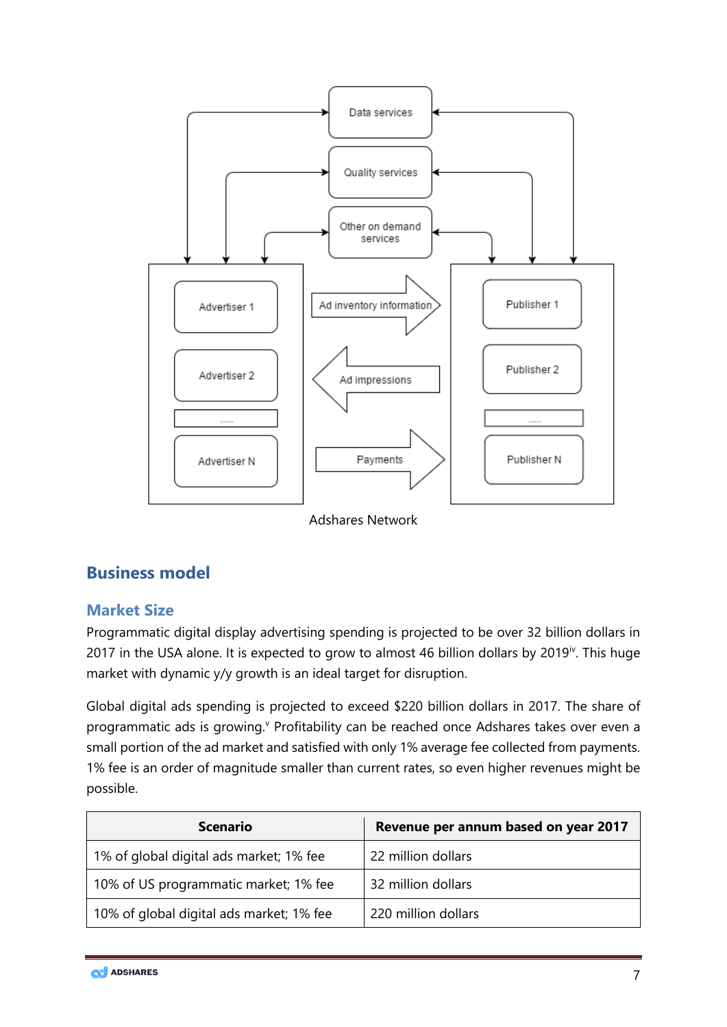Adshares Network

## Business model

### Market Size

Programmatic digital display advertising spending is projected to be over 32 billion dollars in 2017 in the USA alone. It is expected to grow to almost 46 billion dollars by 2019[iv]. This huge market with dynamic y/y growth is an ideal target for disruption.

Global digital ads spending is projected to exceed $220 billion dollars in 2017. The share of programmatic ads is growing.[v] Profitability can be reached once Adshares takes over even a small portion of the ad market and satisfied with only 1% average fee collected from payments. 1% fee is an order of magnitude smaller than current rates, so even higher revenues might be possible.

| Scenario | Revenue per annum based on year 2017 |
| --- | --- |
| 1% of global digital ads market; 1% fee | 22 million dollars |
| 10% of US programmatic market; 1% fee | 32 million dollars |
| 10% of global digital ads market; 1% fee | 220 million dollars |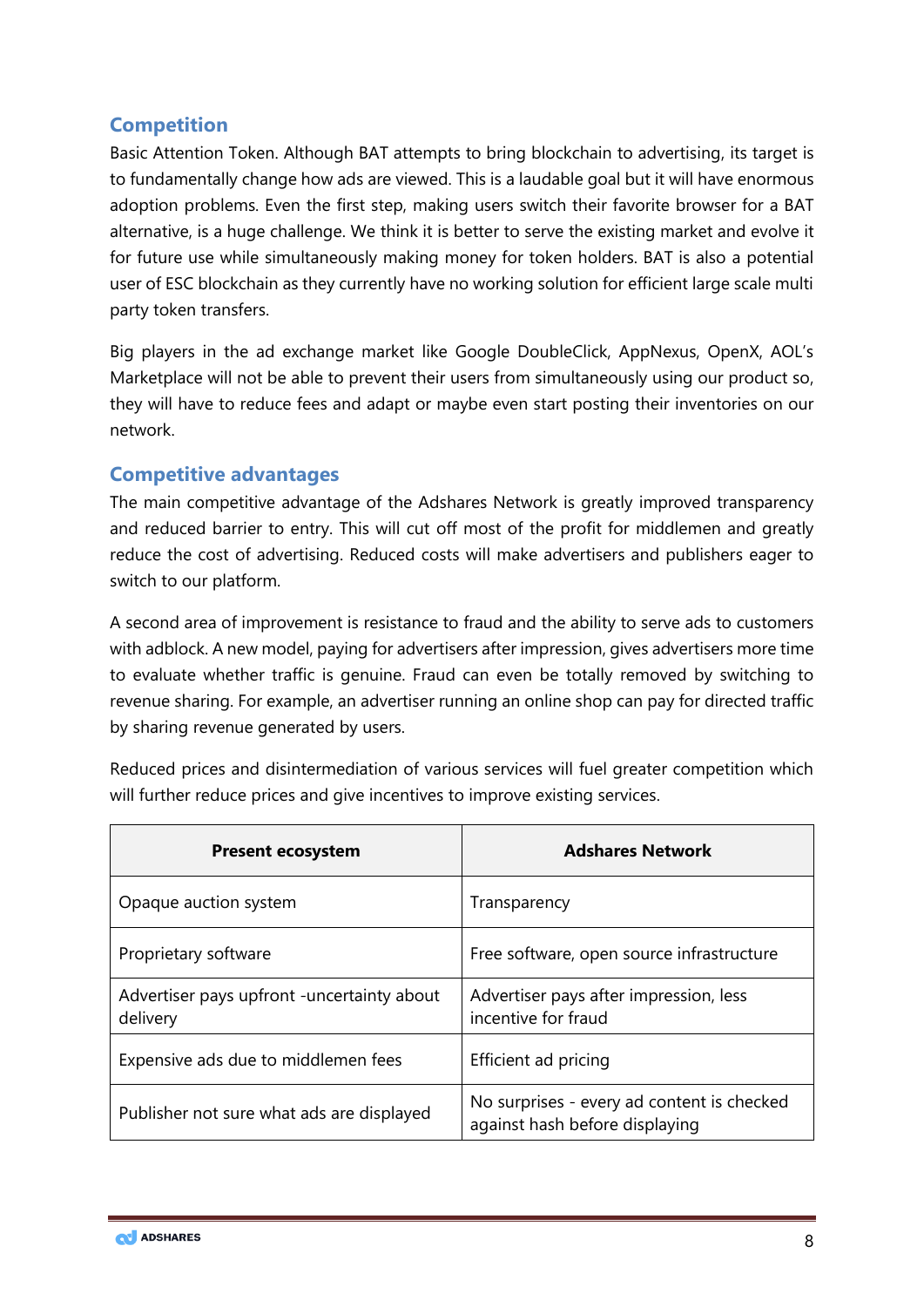## Competition

Basic Attention Token. Although BAT attempts to bring blockchain to advertising, its target is to fundamentally change how ads are viewed. This is a laudable goal but it will have enormous adoption problems. Even the first step, making users switch their favorite browser for a BAT alternative, is a huge challenge. We think it is better to serve the existing market and evolve it for future use while simultaneously making money for token holders. BAT is also a potential user of ESC blockchain as they currently have no working solution for efficient large scale multi party token transfers.

Big players in the ad exchange market like Google DoubleClick, AppNexus, OpenX, AOL's Marketplace will not be able to prevent their users from simultaneously using our product so, they will have to reduce fees and adapt or maybe even start posting their inventories on our network.

## Competitive advantages

The main competitive advantage of the Adshares Network is greatly improved transparency and reduced barrier to entry. This will cut off most of the profit for middlemen and greatly reduce the cost of advertising. Reduced costs will make advertisers and publishers eager to switch to our platform.

A second area of improvement is resistance to fraud and the ability to serve ads to customers with adblock. A new model, paying for advertisers after impression, gives advertisers more time to evaluate whether traffic is genuine. Fraud can even be totally removed by switching to revenue sharing. For example, an advertiser running an online shop can pay for directed traffic by sharing revenue generated by users.

Reduced prices and disintermediation of various services will fuel greater competition which will further reduce prices and give incentives to improve existing services.

| Present ecosystem | Adshares Network |
|---|---|
| Opaque auction system | Transparency |
| Proprietary software | Free software, open source infrastructure |
| Advertiser pays upfront -uncertainty about delivery | Advertiser pays after impression, less incentive for fraud |
| Expensive ads due to middlemen fees | Efficient ad pricing |
| Publisher not sure what ads are displayed | No surprises - every ad content is checked against hash before displaying |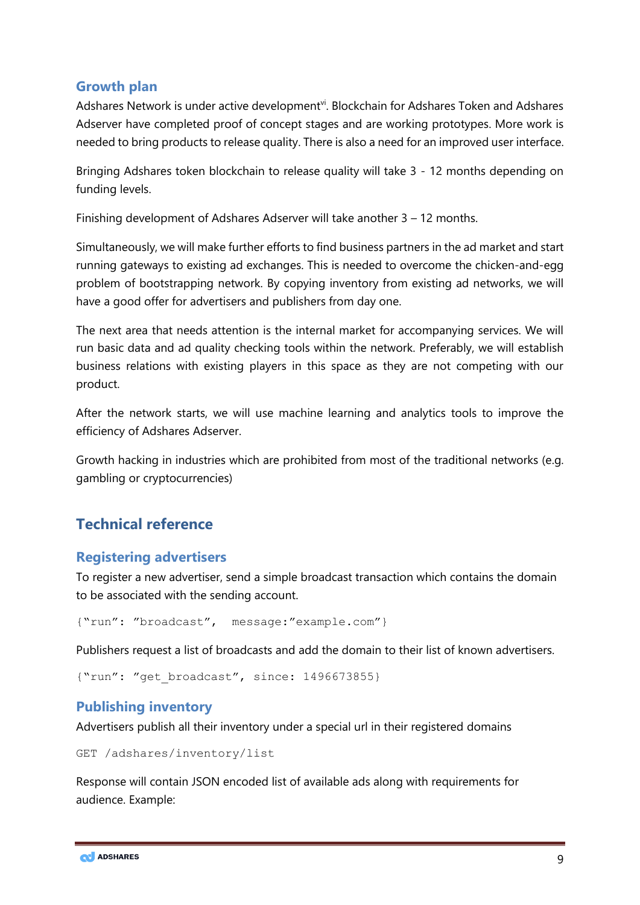## Growth plan

Adshares Network is under active development[vi]. Blockchain for Adshares Token and Adshares Adserver have completed proof of concept stages and are working prototypes. More work is needed to bring products to release quality. There is also a need for an improved user interface.

Bringing Adshares token blockchain to release quality will take 3 - 12 months depending on funding levels.

Finishing development of Adshares Adserver will take another 3 – 12 months.

Simultaneously, we will make further efforts to find business partners in the ad market and start running gateways to existing ad exchanges. This is needed to overcome the chicken-and-egg problem of bootstrapping network. By copying inventory from existing ad networks, we will have a good offer for advertisers and publishers from day one.

The next area that needs attention is the internal market for accompanying services. We will run basic data and ad quality checking tools within the network. Preferably, we will establish business relations with existing players in this space as they are not competing with our product.

After the network starts, we will use machine learning and analytics tools to improve the efficiency of Adshares Adserver.

Growth hacking in industries which are prohibited from most of the traditional networks (e.g. gambling or cryptocurrencies)

# Technical reference

## Registering advertisers

To register a new advertiser, send a simple broadcast transaction which contains the domain to be associated with the sending account.

```
{"run": "broadcast",  message:"example.com"}
```

Publishers request a list of broadcasts and add the domain to their list of known advertisers.

```
{"run": "get_broadcast", since: 1496673855}
```

## Publishing inventory

Advertisers publish all their inventory under a special url in their registered domains

```
GET /adshares/inventory/list
```

Response will contain JSON encoded list of available ads along with requirements for audience. Example: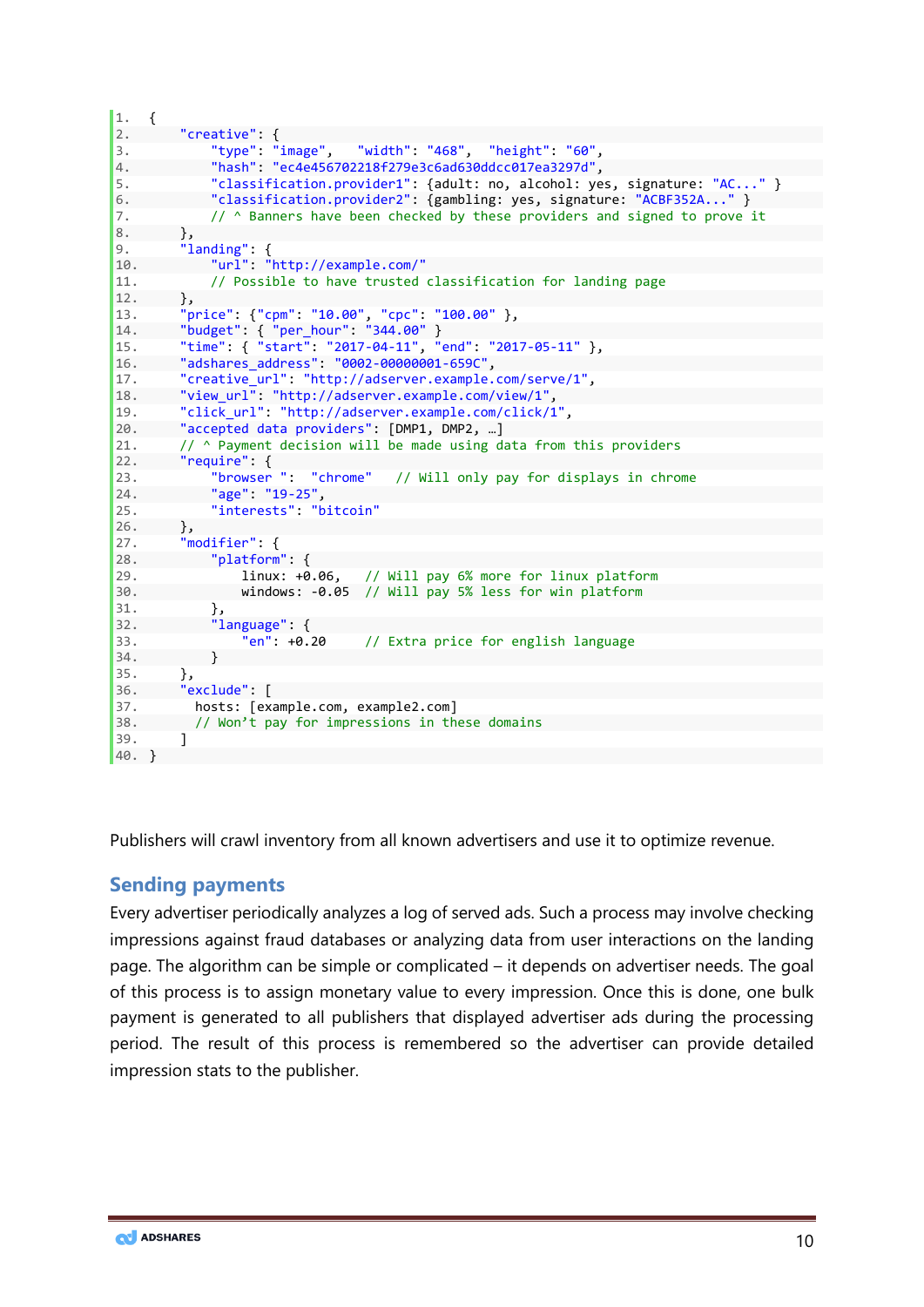```
{
    "creative": {
        "type": "image",   "width": "468",   "height": "60",
        "hash": "ec4e456702218f279e3c6ad630ddcc017ea3297d",
        "classification.provider1": {adult: no, alcohol: yes, signature: "AC..." }
        "classification.provider2": {gambling: yes, signature: "ACBF352A..." }
        // ^ Banners have been checked by these providers and signed to prove it
    },
    "landing": {
        "url": "http://example.com/"
        // Possible to have trusted classification for landing page
    },
    "price": {"cpm": "10.00", "cpc": "100.00" },
    "budget": { "per_hour": "344.00" }
    "time": { "start": "2017-04-11", "end": "2017-05-11" },
    "adshares_address": "0002-00000001-659C",
    "creative_url": "http://adserver.example.com/serve/1",
    "view_url": "http://adserver.example.com/view/1",
    "click_url": "http://adserver.example.com/click/1",
    "accepted data providers": [DMP1, DMP2, …]
    // ^ Payment decision will be made using data from this providers
    "require": {
        "browser ":  "chrome"   // Will only pay for displays in chrome
        "age": "19-25",
        "interests": "bitcoin"
    },
    "modifier": {
        "platform": {
            linux: +0.06,   // Will pay 6% more for linux platform
            windows: -0.05  // Will pay 5% less for win platform
        },
        "language": {
            "en": +0.20     // Extra price for english language
        }
    },
    "exclude": [
      hosts: [example.com, example2.com]
      // Won't pay for impressions in these domains
    ]
}
```

Publishers will crawl inventory from all known advertisers and use it to optimize revenue.

## Sending payments

Every advertiser periodically analyzes a log of served ads. Such a process may involve checking impressions against fraud databases or analyzing data from user interactions on the landing page. The algorithm can be simple or complicated – it depends on advertiser needs. The goal of this process is to assign monetary value to every impression. Once this is done, one bulk payment is generated to all publishers that displayed advertiser ads during the processing period. The result of this process is remembered so the advertiser can provide detailed impression stats to the publisher.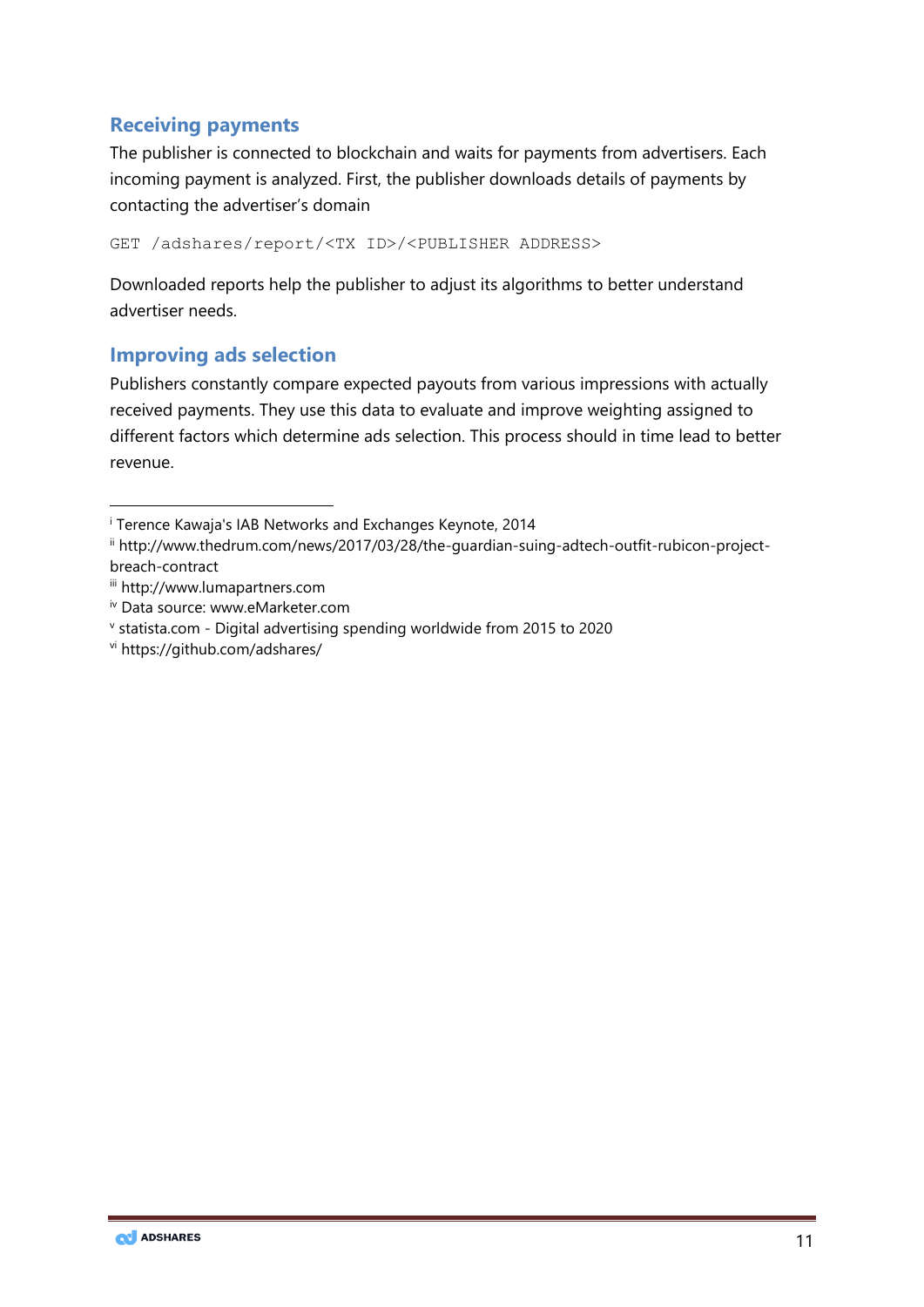## Receiving payments

The publisher is connected to blockchain and waits for payments from advertisers. Each incoming payment is analyzed. First, the publisher downloads details of payments by contacting the advertiser's domain

```
GET /adshares/report/<TX ID>/<PUBLISHER ADDRESS>
```

Downloaded reports help the publisher to adjust its algorithms to better understand advertiser needs.

## Improving ads selection

Publishers constantly compare expected payouts from various impressions with actually received payments. They use this data to evaluate and improve weighting assigned to different factors which determine ads selection. This process should in time lead to better revenue.

---

[i] Terence Kawaja's IAB Networks and Exchanges Keynote, 2014

[ii] http://www.thedrum.com/news/2017/03/28/the-guardian-suing-adtech-outfit-rubicon-project-breach-contract

[iii] http://www.lumapartners.com

[iv] Data source: www.eMarketer.com

[v] statista.com - Digital advertising spending worldwide from 2015 to 2020

[vi] https://github.com/adshares/